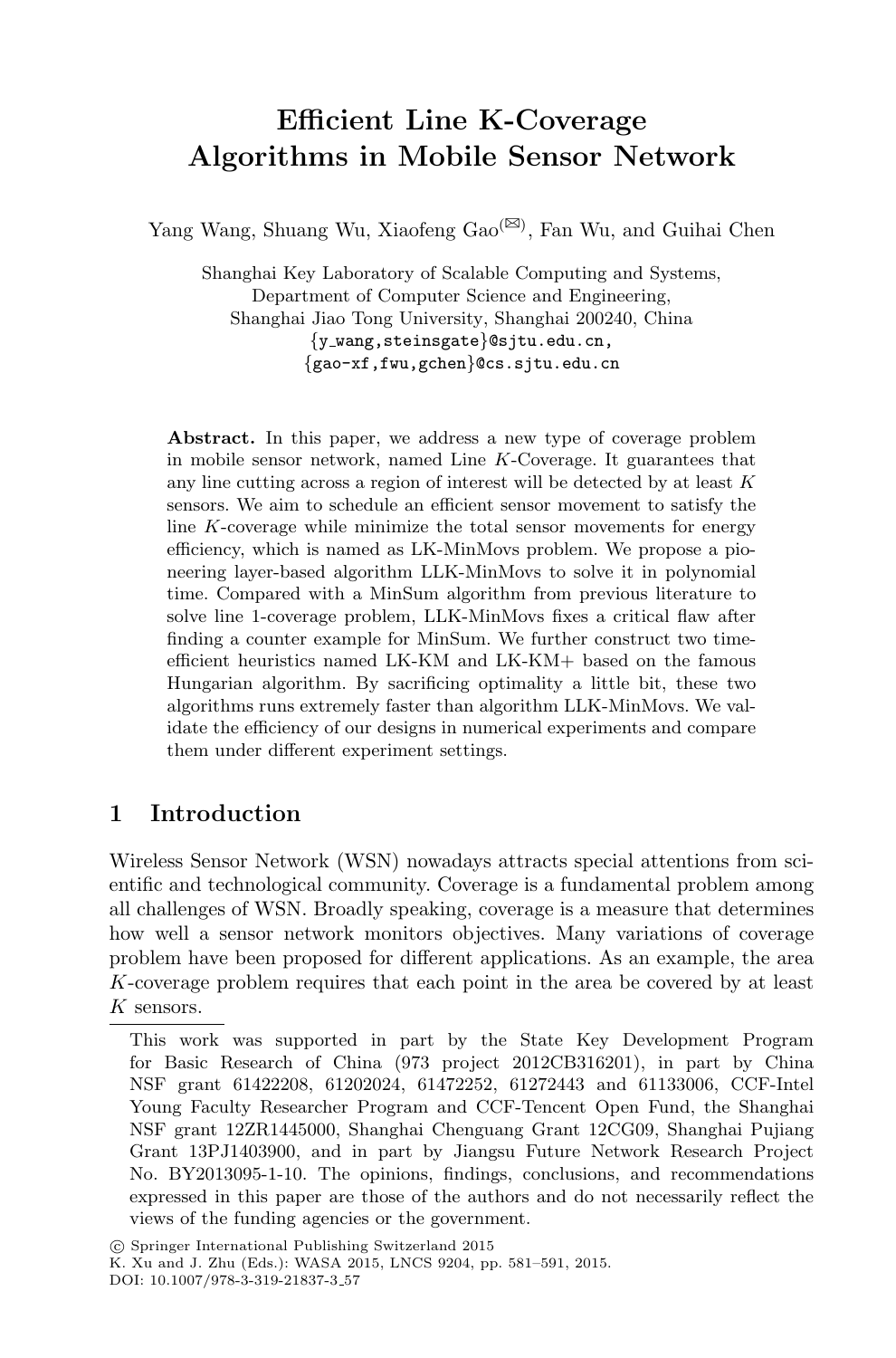# Efficient Line K-Coverage Algorithms in Mobile Sensor Network

Yang Wang, Shuang Wu, Xiaofeng Gao(✉), Fan Wu, and Guihai Chen

Shanghai Key Laboratory of Scalable Computing and Systems,
Department of Computer Science and Engineering,
Shanghai Jiao Tong University, Shanghai 200240, China
{y_wang,steinsgate}@sjtu.edu.cn,
{gao-xf,fwu,gchen}@cs.sjtu.edu.cn

**Abstract.** In this paper, we address a new type of coverage problem in mobile sensor network, named Line $K$-Coverage. It guarantees that any line cutting across a region of interest will be detected by at least $K$ sensors. We aim to schedule an efficient sensor movement to satisfy the line $K$-coverage while minimize the total sensor movements for energy efficiency, which is named as LK-MinMovs problem. We propose a pioneering layer-based algorithm LLK-MinMovs to solve it in polynomial time. Compared with a MinSum algorithm from previous literature to solve line 1-coverage problem, LLK-MinMovs fixes a critical flaw after finding a counter example for MinSum. We further construct two time-efficient heuristics named LK-KM and LK-KM+ based on the famous Hungarian algorithm. By sacrificing optimality a little bit, these two algorithms runs extremely faster than algorithm LLK-MinMovs. We validate the efficiency of our designs in numerical experiments and compare them under different experiment settings.

## 1 Introduction

Wireless Sensor Network (WSN) nowadays attracts special attentions from scientific and technological community. Coverage is a fundamental problem among all challenges of WSN. Broadly speaking, coverage is a measure that determines how well a sensor network monitors objectives. Many variations of coverage problem have been proposed for different applications. As an example, the area $K$-coverage problem requires that each point in the area be covered by at least $K$ sensors.

This work was supported in part by the State Key Development Program for Basic Research of China (973 project 2012CB316201), in part by China NSF grant 61422208, 61202024, 61472252, 61272443 and 61133006, CCF-Intel Young Faculty Researcher Program and CCF-Tencent Open Fund, the Shanghai NSF grant 12ZR1445000, Shanghai Chenguang Grant 12CG09, Shanghai Pujiang Grant 13PJ1403900, and in part by Jiangsu Future Network Research Project No. BY2013095-1-10. The opinions, findings, conclusions, and recommendations expressed in this paper are those of the authors and do not necessarily reflect the views of the funding agencies or the government.

© Springer International Publishing Switzerland 2015
K. Xu and J. Zhu (Eds.): WASA 2015, LNCS 9204, pp. 581–591, 2015.
DOI: 10.1007/978-3-319-21837-3_57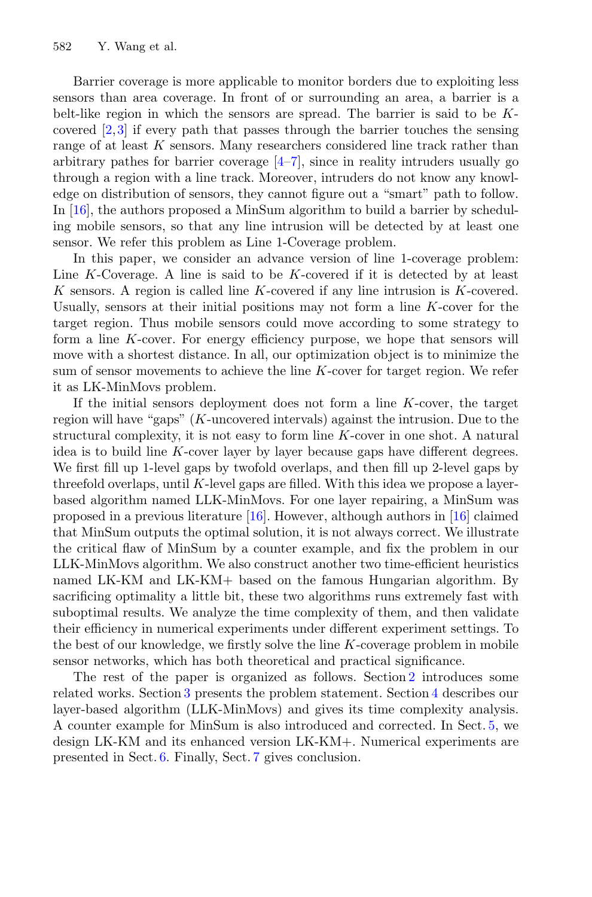Barrier coverage is more applicable to monitor borders due to exploiting less sensors than area coverage. In front of or surrounding an area, a barrier is a belt-like region in which the sensors are spread. The barrier is said to be $K$-covered [2,3] if every path that passes through the barrier touches the sensing range of at least $K$ sensors. Many researchers considered line track rather than arbitrary pathes for barrier coverage [4–7], since in reality intruders usually go through a region with a line track. Moreover, intruders do not know any knowledge on distribution of sensors, they cannot figure out a "smart" path to follow. In [16], the authors proposed a MinSum algorithm to build a barrier by scheduling mobile sensors, so that any line intrusion will be detected by at least one sensor. We refer this problem as Line 1-Coverage problem.

In this paper, we consider an advance version of line 1-coverage problem: Line $K$-Coverage. A line is said to be $K$-covered if it is detected by at least $K$ sensors. A region is called line $K$-covered if any line intrusion is $K$-covered. Usually, sensors at their initial positions may not form a line $K$-cover for the target region. Thus mobile sensors could move according to some strategy to form a line $K$-cover. For energy efficiency purpose, we hope that sensors will move with a shortest distance. In all, our optimization object is to minimize the sum of sensor movements to achieve the line $K$-cover for target region. We refer it as LK-MinMovs problem.

If the initial sensors deployment does not form a line $K$-cover, the target region will have "gaps" ($K$-uncovered intervals) against the intrusion. Due to the structural complexity, it is not easy to form line $K$-cover in one shot. A natural idea is to build line $K$-cover layer by layer because gaps have different degrees. We first fill up 1-level gaps by twofold overlaps, and then fill up 2-level gaps by threefold overlaps, until $K$-level gaps are filled. With this idea we propose a layer-based algorithm named LLK-MinMovs. For one layer repairing, a MinSum was proposed in a previous literature [16]. However, although authors in [16] claimed that MinSum outputs the optimal solution, it is not always correct. We illustrate the critical flaw of MinSum by a counter example, and fix the problem in our LLK-MinMovs algorithm. We also construct another two time-efficient heuristics named LK-KM and LK-KM+ based on the famous Hungarian algorithm. By sacrificing optimality a little bit, these two algorithms runs extremely fast with suboptimal results. We analyze the time complexity of them, and then validate their efficiency in numerical experiments under different experiment settings. To the best of our knowledge, we firstly solve the line $K$-coverage problem in mobile sensor networks, which has both theoretical and practical significance.

The rest of the paper is organized as follows. Section 2 introduces some related works. Section 3 presents the problem statement. Section 4 describes our layer-based algorithm (LLK-MinMovs) and gives its time complexity analysis. A counter example for MinSum is also introduced and corrected. In Sect. 5, we design LK-KM and its enhanced version LK-KM+. Numerical experiments are presented in Sect. 6. Finally, Sect. 7 gives conclusion.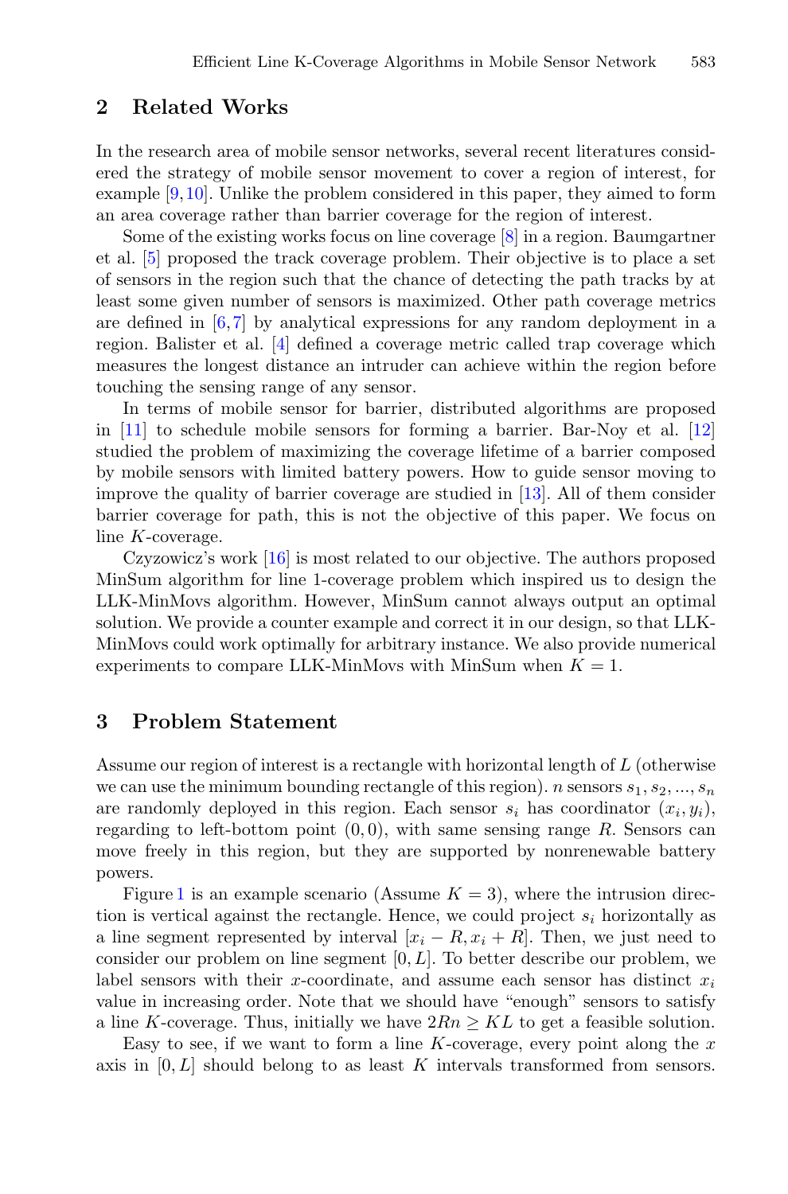## 2 Related Works

In the research area of mobile sensor networks, several recent literatures considered the strategy of mobile sensor movement to cover a region of interest, for example [9,10]. Unlike the problem considered in this paper, they aimed to form an area coverage rather than barrier coverage for the region of interest.

Some of the existing works focus on line coverage [8] in a region. Baumgartner et al. [5] proposed the track coverage problem. Their objective is to place a set of sensors in the region such that the chance of detecting the path tracks by at least some given number of sensors is maximized. Other path coverage metrics are defined in [6,7] by analytical expressions for any random deployment in a region. Balister et al. [4] defined a coverage metric called trap coverage which measures the longest distance an intruder can achieve within the region before touching the sensing range of any sensor.

In terms of mobile sensor for barrier, distributed algorithms are proposed in [11] to schedule mobile sensors for forming a barrier. Bar-Noy et al. [12] studied the problem of maximizing the coverage lifetime of a barrier composed by mobile sensors with limited battery powers. How to guide sensor moving to improve the quality of barrier coverage are studied in [13]. All of them consider barrier coverage for path, this is not the objective of this paper. We focus on line $K$-coverage.

Czyzowicz's work [16] is most related to our objective. The authors proposed MinSum algorithm for line 1-coverage problem which inspired us to design the LLK-MinMovs algorithm. However, MinSum cannot always output an optimal solution. We provide a counter example and correct it in our design, so that LLK-MinMovs could work optimally for arbitrary instance. We also provide numerical experiments to compare LLK-MinMovs with MinSum when $K = 1$.

## 3 Problem Statement

Assume our region of interest is a rectangle with horizontal length of $L$ (otherwise we can use the minimum bounding rectangle of this region). $n$ sensors $s_1, s_2, ..., s_n$ are randomly deployed in this region. Each sensor $s_i$ has coordinator $(x_i, y_i)$, regarding to left-bottom point $(0, 0)$, with same sensing range $R$. Sensors can move freely in this region, but they are supported by nonrenewable battery powers.

Figure 1 is an example scenario (Assume $K = 3$), where the intrusion direction is vertical against the rectangle. Hence, we could project $s_i$ horizontally as a line segment represented by interval $[x_i - R, x_i + R]$. Then, we just need to consider our problem on line segment $[0, L]$. To better describe our problem, we label sensors with their $x$-coordinate, and assume each sensor has distinct $x_i$ value in increasing order. Note that we should have "enough" sensors to satisfy a line $K$-coverage. Thus, initially we have $2Rn \geq KL$ to get a feasible solution.

Easy to see, if we want to form a line $K$-coverage, every point along the $x$ axis in $[0, L]$ should belong to as least $K$ intervals transformed from sensors.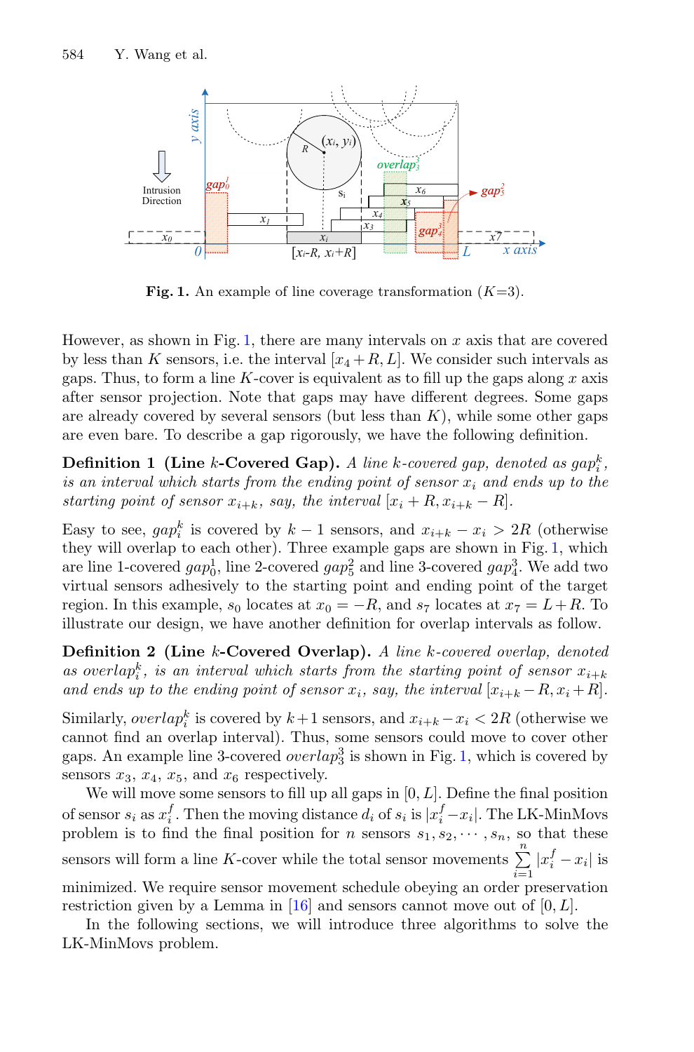**Fig. 1.** An example of line coverage transformation ($K$=3).

However, as shown in Fig. 1, there are many intervals on $x$ axis that are covered by less than $K$ sensors, i.e. the interval $[x_4 + R, L]$. We consider such intervals as gaps. Thus, to form a line $K$-cover is equivalent as to fill up the gaps along $x$ axis after sensor projection. Note that gaps may have different degrees. Some gaps are already covered by several sensors (but less than $K$), while some other gaps are even bare. To describe a gap rigorously, we have the following definition.

**Definition 1 (Line $k$-Covered Gap).** *A line $k$-covered gap, denoted as $gap_i^k$, is an interval which starts from the ending point of sensor $x_i$ and ends up to the starting point of sensor $x_{i+k}$, say, the interval $[x_i + R, x_{i+k} - R]$.*

Easy to see, $gap_i^k$ is covered by $k-1$ sensors, and $x_{i+k} - x_i > 2R$ (otherwise they will overlap to each other). Three example gaps are shown in Fig. 1, which are line 1-covered $gap_0^1$, line 2-covered $gap_5^2$ and line 3-covered $gap_4^3$. We add two virtual sensors adhesively to the starting point and ending point of the target region. In this example, $s_0$ locates at $x_0 = -R$, and $s_7$ locates at $x_7 = L+R$. To illustrate our design, we have another definition for overlap intervals as follow.

**Definition 2 (Line $k$-Covered Overlap).** *A line $k$-covered overlap, denoted as $overlap_i^k$, is an interval which starts from the starting point of sensor $x_{i+k}$ and ends up to the ending point of sensor $x_i$, say, the interval $[x_{i+k} - R, x_i + R]$.*

Similarly, $overlap_i^k$ is covered by $k+1$ sensors, and $x_{i+k} - x_i < 2R$ (otherwise we cannot find an overlap interval). Thus, some sensors could move to cover other gaps. An example line 3-covered $overlap_3^3$ is shown in Fig. 1, which is covered by sensors $x_3$, $x_4$, $x_5$, and $x_6$ respectively.

We will move some sensors to fill up all gaps in $[0, L]$. Define the final position of sensor $s_i$ as $x_i^f$. Then the moving distance $d_i$ of $s_i$ is $|x_i^f - x_i|$. The LK-MinMovs problem is to find the final position for $n$ sensors $s_1, s_2, \cdots, s_n$, so that these sensors will form a line $K$-cover while the total sensor movements $\sum_{i=1}^{n} |x_i^f - x_i|$ is minimized. We require sensor movement schedule obeying an order preservation restriction given by a Lemma in [16] and sensors cannot move out of $[0, L]$.

In the following sections, we will introduce three algorithms to solve the LK-MinMovs problem.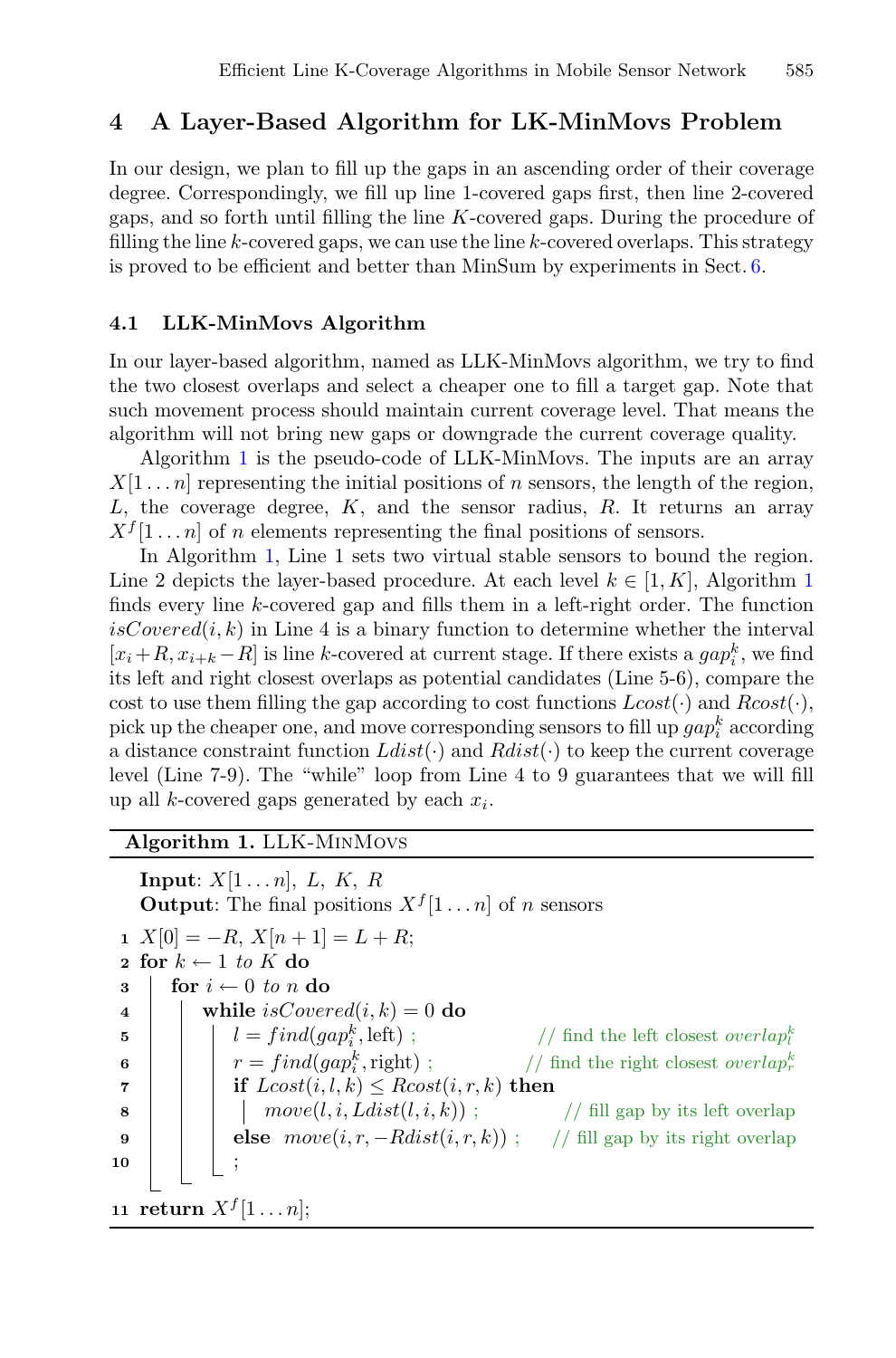## 4 A Layer-Based Algorithm for LK-MinMovs Problem

In our design, we plan to fill up the gaps in an ascending order of their coverage degree. Correspondingly, we fill up line 1-covered gaps first, then line 2-covered gaps, and so forth until filling the line $K$-covered gaps. During the procedure of filling the line $k$-covered gaps, we can use the line $k$-covered overlaps. This strategy is proved to be efficient and better than MinSum by experiments in Sect. 6.

### 4.1 LLK-MinMovs Algorithm

In our layer-based algorithm, named as LLK-MinMovs algorithm, we try to find the two closest overlaps and select a cheaper one to fill a target gap. Note that such movement process should maintain current coverage level. That means the algorithm will not bring new gaps or downgrade the current coverage quality.

Algorithm 1 is the pseudo-code of LLK-MinMovs. The inputs are an array $X[1 \ldots n]$ representing the initial positions of $n$ sensors, the length of the region, $L$, the coverage degree, $K$, and the sensor radius, $R$. It returns an array $X^f[1 \ldots n]$ of $n$ elements representing the final positions of sensors.

In Algorithm 1, Line 1 sets two virtual stable sensors to bound the region. Line 2 depicts the layer-based procedure. At each level $k \in [1, K]$, Algorithm 1 finds every line $k$-covered gap and fills them in a left-right order. The function $isCovered(i, k)$ in Line 4 is a binary function to determine whether the interval $[x_i + R, x_{i+k} - R]$ is line $k$-covered at current stage. If there exists a $gap_i^k$, we find its left and right closest overlaps as potential candidates (Line 5-6), compare the cost to use them filling the gap according to cost functions $Lcost(\cdot)$ and $Rcost(\cdot)$, pick up the cheaper one, and move corresponding sensors to fill up $gap_i^k$ according a distance constraint function $Ldist(\cdot)$ and $Rdist(\cdot)$ to keep the current coverage level (Line 7-9). The "while" loop from Line 4 to 9 guarantees that we will fill up all $k$-covered gaps generated by each $x_i$.

**Algorithm 1.** LLK-MinMovs

```
   Input: X[1...n], L, K, R
   Output: The final positions X^f[1...n] of n sensors
1  X[0] = -R, X[n+1] = L + R;
2  for k ← 1 to K do
3      for i ← 0 to n do
4          while isCovered(i, k) = 0 do
5              l = find(gap_i^k, left) ;          // find the left closest overlap_l^k
6              r = find(gap_i^k, right) ;         // find the right closest overlap_r^k
7              if Lcost(i, l, k) ≤ Rcost(i, r, k) then
8                  move(l, i, Ldist(l, i, k)) ;   // fill gap by its left overlap
9              else move(i, r, -Rdist(i, r, k)) ; // fill gap by its right overlap
10             ;
11 return X^f[1...n];
```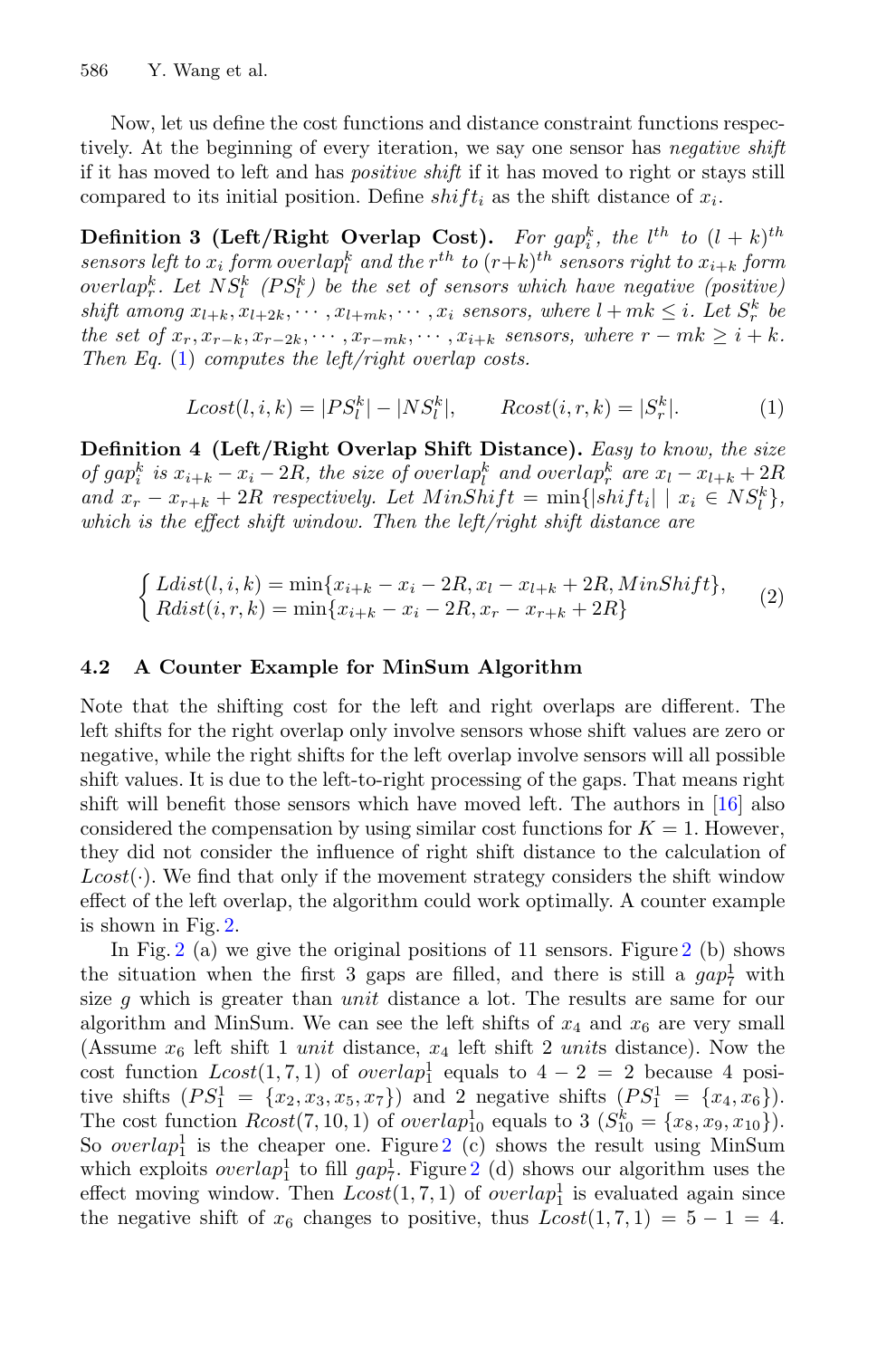Now, let us define the cost functions and distance constraint functions respectively. At the beginning of every iteration, we say one sensor has *negative shift* if it has moved to left and has *positive shift* if it has moved to right or stays still compared to its initial position. Define $shift_i$ as the shift distance of $x_i$.

**Definition 3 (Left/Right Overlap Cost).** *For $gap_i^k$, the $l^{th}$ to $(l+k)^{th}$ sensors left to $x_i$ form $overlap_l^k$ and the $r^{th}$ to $(r+k)^{th}$ sensors right to $x_{i+k}$ form $overlap_r^k$. Let $NS_l^k$ ($PS_l^k$) be the set of sensors which have negative (positive) shift among $x_{l+k}, x_{l+2k}, \cdots, x_{l+mk}, \cdots, x_i$ sensors, where $l + mk \leq i$. Let $S_r^k$ be the set of $x_r, x_{r-k}, x_{r-2k}, \cdots, x_{r-mk}, \cdots, x_{i+k}$ sensors, where $r - mk \geq i + k$. Then Eq. (1) computes the left/right overlap costs.*

$$Lcost(l, i, k) = |PS_l^k| - |NS_l^k|, \qquad Rcost(i, r, k) = |S_r^k|. \tag{1}$$

**Definition 4 (Left/Right Overlap Shift Distance).** *Easy to know, the size of $gap_i^k$ is $x_{i+k} - x_i - 2R$, the size of $overlap_l^k$ and $overlap_r^k$ are $x_l - x_{l+k} + 2R$ and $x_r - x_{r+k} + 2R$ respectively. Let $MinShift = \min\{|shift_i| \mid x_i \in NS_l^k\}$, which is the effect shift window. Then the left/right shift distance are*

$$\begin{cases} Ldist(l, i, k) = \min\{x_{i+k} - x_i - 2R, x_l - x_{l+k} + 2R, MinShift\}, \\ Rdist(i, r, k) = \min\{x_{i+k} - x_i - 2R, x_r - x_{r+k} + 2R\} \end{cases} \tag{2}$$

### 4.2 A Counter Example for MinSum Algorithm

Note that the shifting cost for the left and right overlaps are different. The left shifts for the right overlap only involve sensors whose shift values are zero or negative, while the right shifts for the left overlap involve sensors will all possible shift values. It is due to the left-to-right processing of the gaps. That means right shift will benefit those sensors which have moved left. The authors in [16] also considered the compensation by using similar cost functions for $K = 1$. However, they did not consider the influence of right shift distance to the calculation of $Lcost(\cdot)$. We find that only if the movement strategy considers the shift window effect of the left overlap, the algorithm could work optimally. A counter example is shown in Fig. 2.

In Fig. 2 (a) we give the original positions of 11 sensors. Figure 2 (b) shows the situation when the first 3 gaps are filled, and there is still a $gap_7^1$ with size $g$ which is greater than *unit* distance a lot. The results are same for our algorithm and MinSum. We can see the left shifts of $x_4$ and $x_6$ are very small (Assume $x_6$ left shift 1 *unit* distance, $x_4$ left shift 2 *units* distance). Now the cost function $Lcost(1, 7, 1)$ of $overlap_1^1$ equals to $4 - 2 = 2$ because 4 positive shifts ($PS_1^1 = \{x_2, x_3, x_5, x_7\}$) and 2 negative shifts ($PS_1^1 = \{x_4, x_6\}$). The cost function $Rcost(7, 10, 1)$ of $overlap_{10}^1$ equals to 3 ($S_{10}^k = \{x_8, x_9, x_{10}\}$). So $overlap_1^1$ is the cheaper one. Figure 2 (c) shows the result using MinSum which exploits $overlap_1^1$ to fill $gap_7^1$. Figure 2 (d) shows our algorithm uses the effect moving window. Then $Lcost(1, 7, 1)$ of $overlap_1^1$ is evaluated again since the negative shift of $x_6$ changes to positive, thus $Lcost(1, 7, 1) = 5 - 1 = 4$.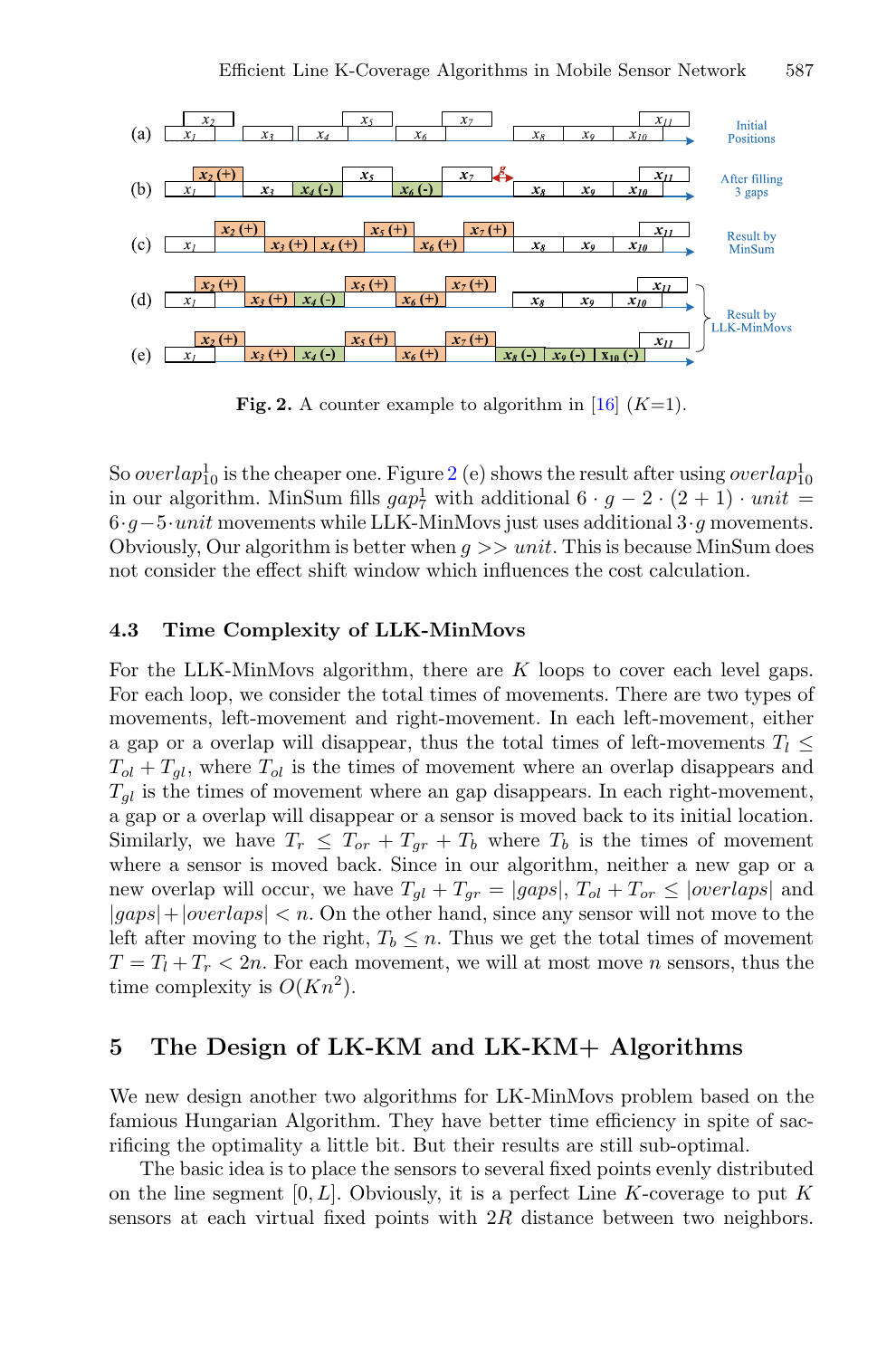**Fig. 2.** A counter example to algorithm in [16] ($K$=1).

So $overlap_{10}^1$ is the cheaper one. Figure 2 (e) shows the result after using $overlap_{10}^1$ in our algorithm. MinSum fills $gap_7^1$ with additional $6 \cdot g - 2 \cdot (2+1) \cdot unit = 6 \cdot g - 5 \cdot unit$ movements while LLK-MinMovs just uses additional $3 \cdot g$ movements. Obviously, Our algorithm is better when $g >> unit$. This is because MinSum does not consider the effect shift window which influences the cost calculation.

### 4.3 Time Complexity of LLK-MinMovs

For the LLK-MinMovs algorithm, there are $K$ loops to cover each level gaps. For each loop, we consider the total times of movements. There are two types of movements, left-movement and right-movement. In each left-movement, either a gap or a overlap will disappear, thus the total times of left-movements $T_l \leq T_{ol} + T_{gl}$, where $T_{ol}$ is the times of movement where an overlap disappears and $T_{gl}$ is the times of movement where an gap disappears. In each right-movement, a gap or a overlap will disappear or a sensor is moved back to its initial location. Similarly, we have $T_r \leq T_{or} + T_{gr} + T_b$ where $T_b$ is the times of movement where a sensor is moved back. Since in our algorithm, neither a new gap or a new overlap will occur, we have $T_{gl} + T_{gr} = |gaps|$, $T_{ol} + T_{or} \leq |overlaps|$ and $|gaps| + |overlaps| < n$. On the other hand, since any sensor will not move to the left after moving to the right, $T_b \leq n$. Thus we get the total times of movement $T = T_l + T_r < 2n$. For each movement, we will at most move $n$ sensors, thus the time complexity is $O(Kn^2)$.

## 5 The Design of LK-KM and LK-KM+ Algorithms

We new design another two algorithms for LK-MinMovs problem based on the famous Hungarian Algorithm. They have better time efficiency in spite of sacrificing the optimality a little bit. But their results are still sub-optimal.

The basic idea is to place the sensors to several fixed points evenly distributed on the line segment $[0, L]$. Obviously, it is a perfect Line $K$-coverage to put $K$ sensors at each virtual fixed points with $2R$ distance between two neighbors.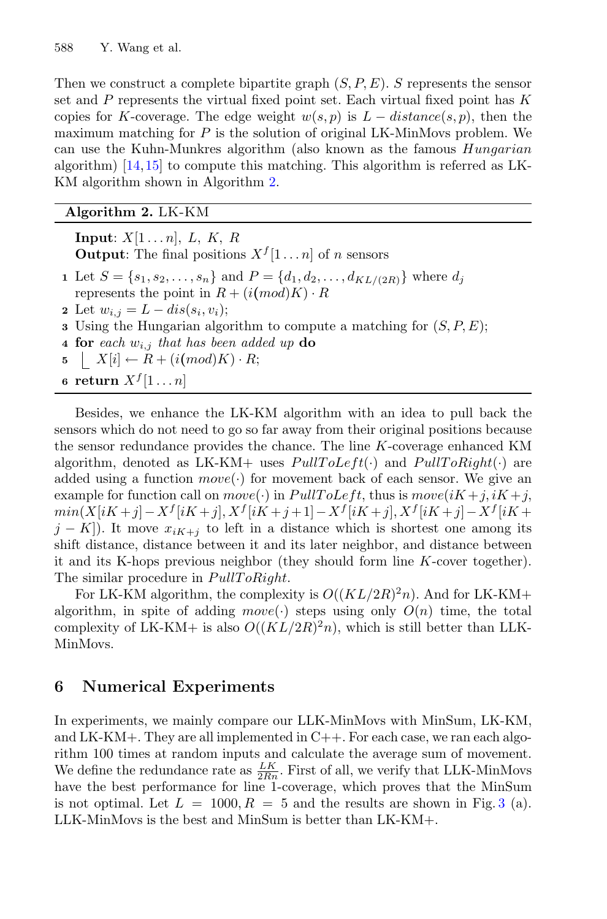Then we construct a complete bipartite graph $(S, P, E)$. $S$ represents the sensor set and $P$ represents the virtual fixed point set. Each virtual fixed point has $K$ copies for $K$-coverage. The edge weight $w(s, p)$ is $L - distance(s, p)$, then the maximum matching for $P$ is the solution of original LK-MinMovs problem. We can use the Kuhn-Munkres algorithm (also known as the famous *Hungarian* algorithm) [14,15] to compute this matching. This algorithm is referred as LK-KM algorithm shown in Algorithm 2.

**Algorithm 2.** LK-KM

**Input**: $X[1 \ldots n]$, $L$, $K$, $R$
**Output**: The final positions $X^f[1 \ldots n]$ of $n$ sensors

1. Let $S = \{s_1, s_2, \ldots, s_n\}$ and $P = \{d_1, d_2, \ldots, d_{KL/(2R)}\}$ where $d_j$ represents the point in $R + (i(mod)K) \cdot R$
2. Let $w_{i,j} = L - dis(s_i, v_i)$;
3. Using the Hungarian algorithm to compute a matching for $(S, P, E)$;
4. **for** *each* $w_{i,j}$ *that has been added up* **do**
5. $\quad X[i] \leftarrow R + (i(mod)K) \cdot R$;
6. **return** $X^f[1 \ldots n]$

Besides, we enhance the LK-KM algorithm with an idea to pull back the sensors which do not need to go so far away from their original positions because the sensor redundance provides the chance. The line $K$-coverage enhanced KM algorithm, denoted as LK-KM+ uses $PullToLeft(\cdot)$ and $PullToRight(\cdot)$ are added using a function $move(\cdot)$ for movement back of each sensor. We give an example for function call on $move(\cdot)$ in $PullToLeft$, thus is $move(iK+j, iK+j, min(X[iK+j] - X^f[iK+j], X^f[iK+j+1] - X^f[iK+j], X^f[iK+j] - X^f[iK+j-K])$. It move $x_{iK+j}$ to left in a distance which is shortest one among its shift distance, distance between it and its later neighbor, and distance between it and its K-hops previous neighbor (they should form line $K$-cover together). The similar procedure in $PullToRight$.

For LK-KM algorithm, the complexity is $O((KL/2R)^2 n)$. And for LK-KM+ algorithm, in spite of adding $move(\cdot)$ steps using only $O(n)$ time, the total complexity of LK-KM+ is also $O((KL/2R)^2 n)$, which is still better than LLK-MinMovs.

## 6 Numerical Experiments

In experiments, we mainly compare our LLK-MinMovs with MinSum, LK-KM, and LK-KM+. They are all implemented in C++. For each case, we ran each algorithm 100 times at random inputs and calculate the average sum of movement. We define the redundance rate as $\frac{LK}{2Rn}$. First of all, we verify that LLK-MinMovs have the best performance for line 1-coverage, which proves that the MinSum is not optimal. Let $L = 1000, R = 5$ and the results are shown in Fig. 3 (a). LLK-MinMovs is the best and MinSum is better than LK-KM+.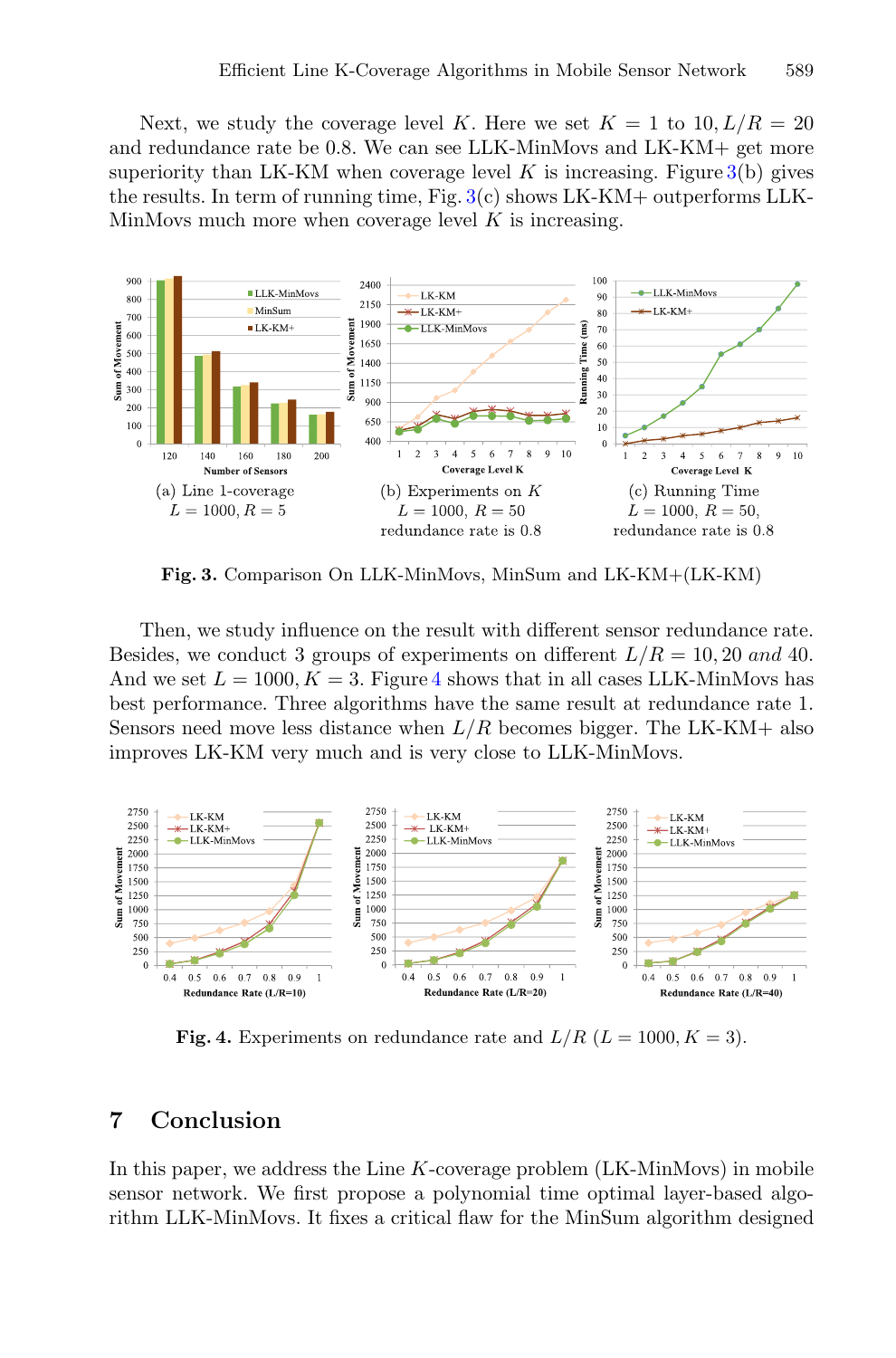Next, we study the coverage level $K$. Here we set $K = 1$ to $10, L/R = 20$ and redundance rate be 0.8. We can see LLK-MinMovs and LK-KM+ get more superiority than LK-KM when coverage level $K$ is increasing. Figure 3(b) gives the results. In term of running time, Fig. 3(c) shows LK-KM+ outperforms LLK-MinMovs much more when coverage level $K$ is increasing.

(a) Line 1-coverage $L = 1000, R = 5$

(b) Experiments on $K$ $L = 1000,\ R = 50$ redundance rate is 0.8

(c) Running Time $L = 1000,\ R = 50$, redundance rate is 0.8

**Fig. 3.** Comparison On LLK-MinMovs, MinSum and LK-KM+(LK-KM)

Then, we study influence on the result with different sensor redundance rate. Besides, we conduct 3 groups of experiments on different $L/R = 10, 20$ *and* 40. And we set $L = 1000, K = 3$. Figure 4 shows that in all cases LLK-MinMovs has best performance. Three algorithms have the same result at redundance rate 1. Sensors need move less distance when $L/R$ becomes bigger. The LK-KM+ also improves LK-KM very much and is very close to LLK-MinMovs.

**Fig. 4.** Experiments on redundance rate and $L/R$ ($L = 1000, K = 3$).

## 7 Conclusion

In this paper, we address the Line $K$-coverage problem (LK-MinMovs) in mobile sensor network. We first propose a polynomial time optimal layer-based algorithm LLK-MinMovs. It fixes a critical flaw for the MinSum algorithm designed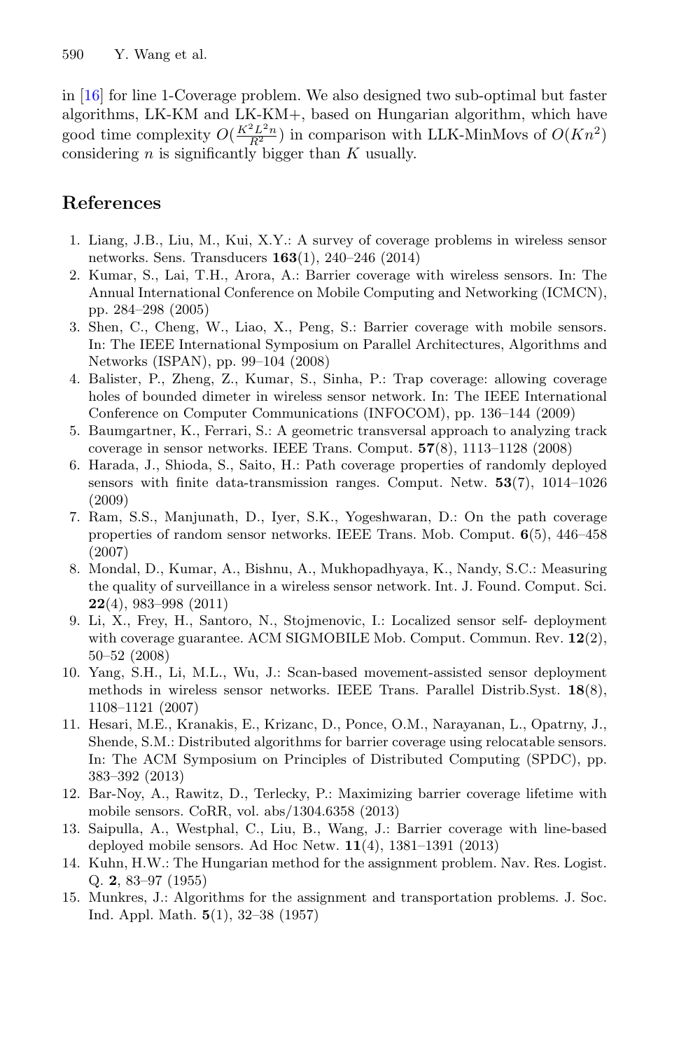in [16] for line 1-Coverage problem. We also designed two sub-optimal but faster algorithms, LK-KM and LK-KM+, based on Hungarian algorithm, which have good time complexity $O(\frac{K^2L^2n}{R^2})$ in comparison with LLK-MinMovs of $O(Kn^2)$ considering $n$ is significantly bigger than $K$ usually.

## References

1. Liang, J.B., Liu, M., Kui, X.Y.: A survey of coverage problems in wireless sensor networks. Sens. Transducers **163**(1), 240–246 (2014)
2. Kumar, S., Lai, T.H., Arora, A.: Barrier coverage with wireless sensors. In: The Annual International Conference on Mobile Computing and Networking (ICMCN), pp. 284–298 (2005)
3. Shen, C., Cheng, W., Liao, X., Peng, S.: Barrier coverage with mobile sensors. In: The IEEE International Symposium on Parallel Architectures, Algorithms and Networks (ISPAN), pp. 99–104 (2008)
4. Balister, P., Zheng, Z., Kumar, S., Sinha, P.: Trap coverage: allowing coverage holes of bounded dimeter in wireless sensor network. In: The IEEE International Conference on Computer Communications (INFOCOM), pp. 136–144 (2009)
5. Baumgartner, K., Ferrari, S.: A geometric transversal approach to analyzing track coverage in sensor networks. IEEE Trans. Comput. **57**(8), 1113–1128 (2008)
6. Harada, J., Shioda, S., Saito, H.: Path coverage properties of randomly deployed sensors with finite data-transmission ranges. Comput. Netw. **53**(7), 1014–1026 (2009)
7. Ram, S.S., Manjunath, D., Iyer, S.K., Yogeshwaran, D.: On the path coverage properties of random sensor networks. IEEE Trans. Mob. Comput. **6**(5), 446–458 (2007)
8. Mondal, D., Kumar, A., Bishnu, A., Mukhopadhyaya, K., Nandy, S.C.: Measuring the quality of surveillance in a wireless sensor network. Int. J. Found. Comput. Sci. **22**(4), 983–998 (2011)
9. Li, X., Frey, H., Santoro, N., Stojmenovic, I.: Localized sensor self- deployment with coverage guarantee. ACM SIGMOBILE Mob. Comput. Commun. Rev. **12**(2), 50–52 (2008)
10. Yang, S.H., Li, M.L., Wu, J.: Scan-based movement-assisted sensor deployment methods in wireless sensor networks. IEEE Trans. Parallel Distrib.Syst. **18**(8), 1108–1121 (2007)
11. Hesari, M.E., Kranakis, E., Krizanc, D., Ponce, O.M., Narayanan, L., Opatrny, J., Shende, S.M.: Distributed algorithms for barrier coverage using relocatable sensors. In: The ACM Symposium on Principles of Distributed Computing (SPDC), pp. 383–392 (2013)
12. Bar-Noy, A., Rawitz, D., Terlecky, P.: Maximizing barrier coverage lifetime with mobile sensors. CoRR, vol. abs/1304.6358 (2013)
13. Saipulla, A., Westphal, C., Liu, B., Wang, J.: Barrier coverage with line-based deployed mobile sensors. Ad Hoc Netw. **11**(4), 1381–1391 (2013)
14. Kuhn, H.W.: The Hungarian method for the assignment problem. Nav. Res. Logist. Q. **2**, 83–97 (1955)
15. Munkres, J.: Algorithms for the assignment and transportation problems. J. Soc. Ind. Appl. Math. **5**(1), 32–38 (1957)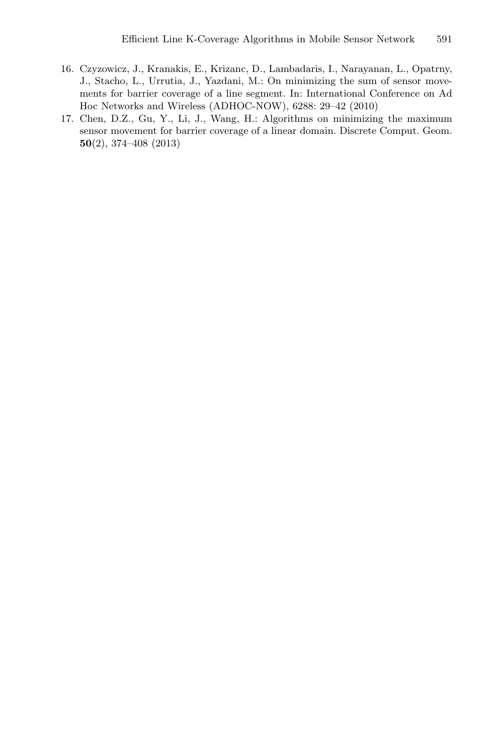16. Czyzowicz, J., Kranakis, E., Krizanc, D., Lambadaris, I., Narayanan, L., Opatrny, J., Stacho, L., Urrutia, J., Yazdani, M.: On minimizing the sum of sensor movements for barrier coverage of a line segment. In: International Conference on Ad Hoc Networks and Wireless (ADHOC-NOW), 6288: 29–42 (2010)
17. Chen, D.Z., Gu, Y., Li, J., Wang, H.: Algorithms on minimizing the maximum sensor movement for barrier coverage of a linear domain. Discrete Comput. Geom. **50**(2), 374–408 (2013)